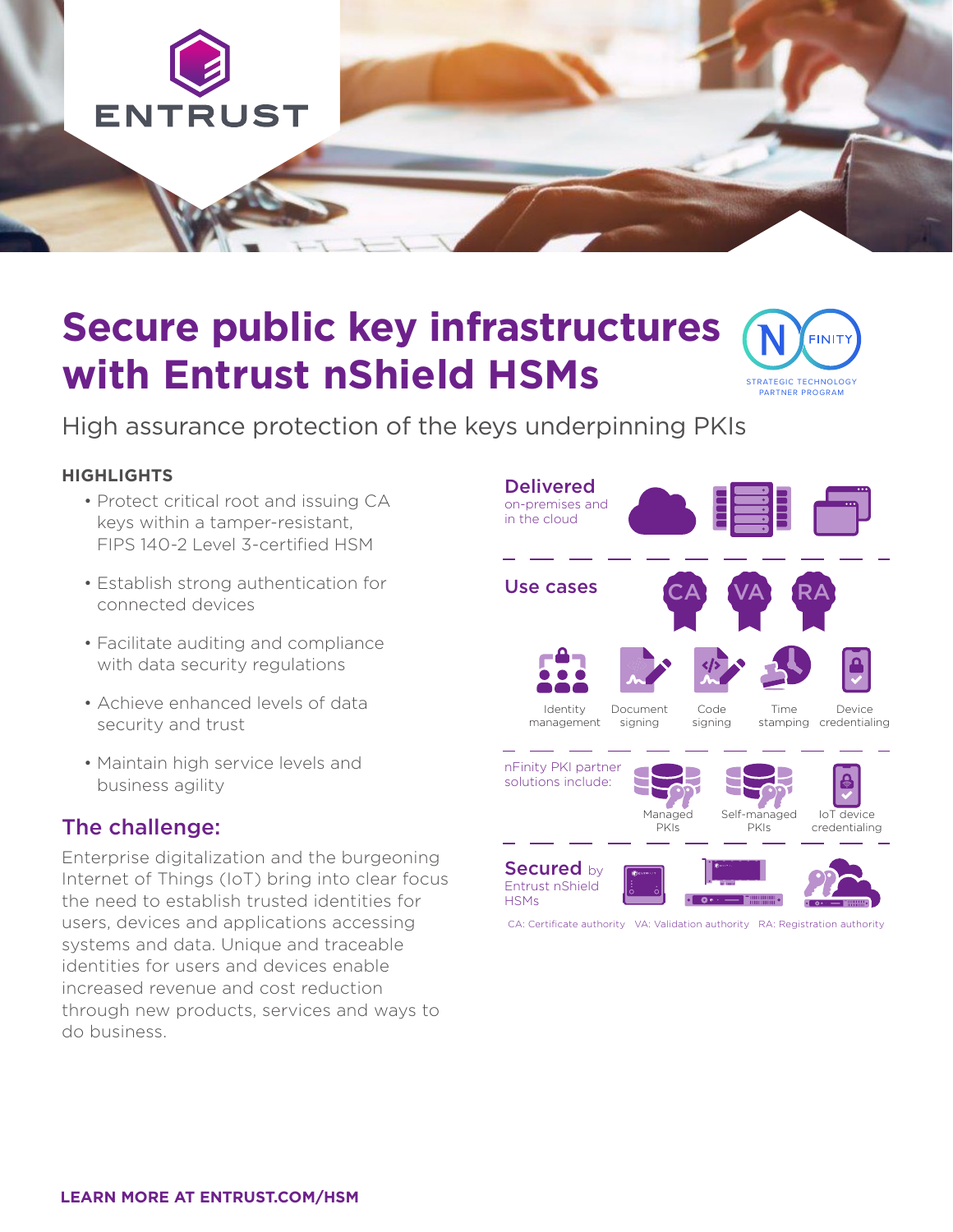ENTRUST

# Secure public key infrastructures with Entrust nShield HSMs

NFINITY STRATEGIC TECHNOLOGY PARTNER PROGRAM

High assurance protection of the keys underpinning PKIs

### HIGHLIGHTS

- Protect critical root and issuing CA keys within a tamper-resistant, FIPS 140-2 Level 3-certified HSM
- Establish strong authentication for connected devices
- Facilitate auditing and compliance with data security regulations
- Achieve enhanced levels of data security and trust
- Maintain high service levels and business agility

## The challenge:

Enterprise digitalization and the burgeoning Internet of Things (IoT) bring into clear focus the need to establish trusted identities for users, devices and applications accessing systems and data. Unique and traceable identities for users and devices enable increased revenue and cost reduction through new products, services and ways to do business.

**Delivered** on-premises and in the cloud

**Use cases**

CA VA RA

Identity management, Document signing, Code signing, Time stamping, Device credentialing

nFinity PKI partner solutions include: Managed PKIs, Self-managed PKIs, IoT device credentialing

**Secured** by Entrust nShield HSMs

CA: Certificate authority VA: Validation authority RA: Registration authority

**LEARN MORE AT ENTRUST.COM/HSM**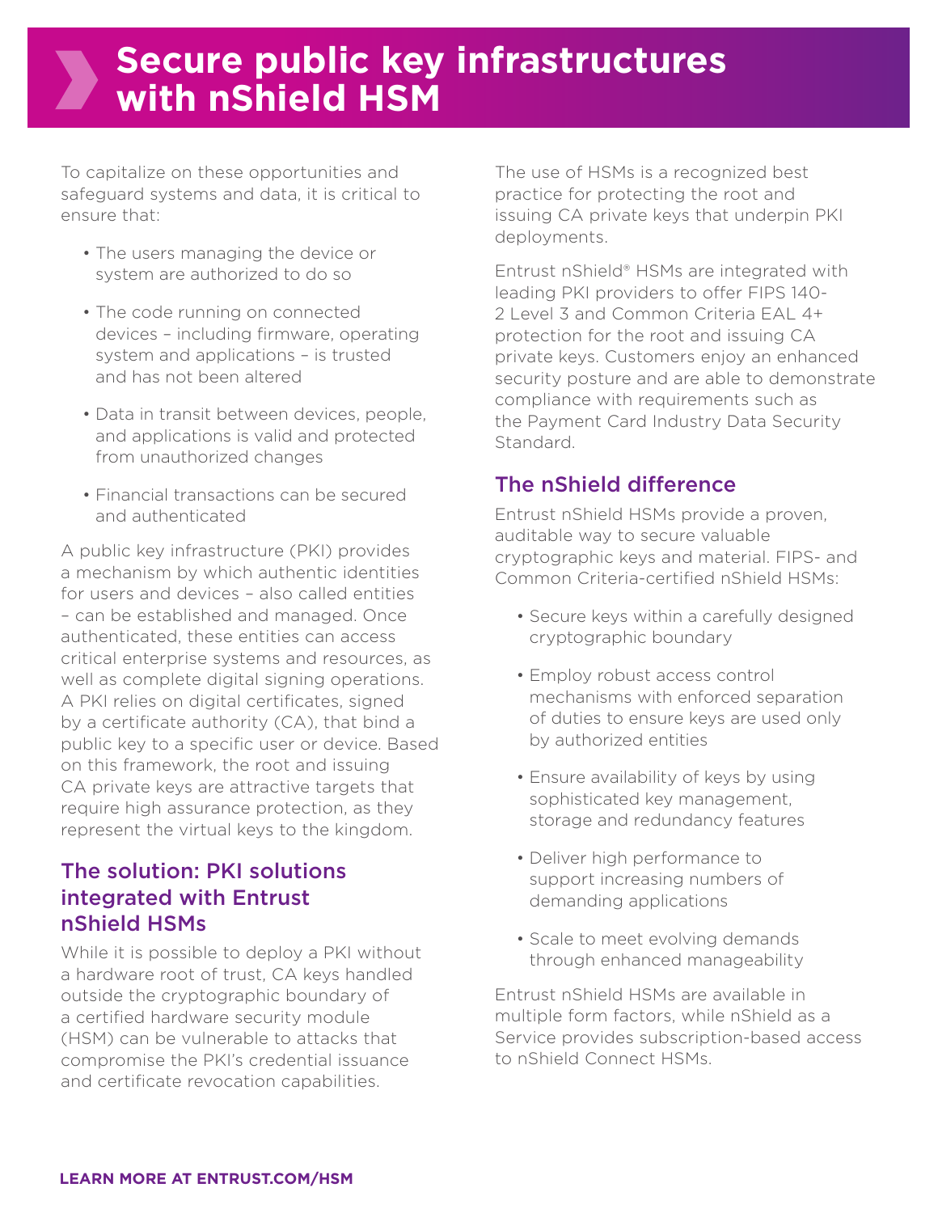# Secure public key infrastructures with nShield HSM

To capitalize on these opportunities and safeguard systems and data, it is critical to ensure that:

- The users managing the device or system are authorized to do so
- The code running on connected devices – including firmware, operating system and applications – is trusted and has not been altered
- Data in transit between devices, people, and applications is valid and protected from unauthorized changes
- Financial transactions can be secured and authenticated

A public key infrastructure (PKI) provides a mechanism by which authentic identities for users and devices – also called entities – can be established and managed. Once authenticated, these entities can access critical enterprise systems and resources, as well as complete digital signing operations. A PKI relies on digital certificates, signed by a certificate authority (CA), that bind a public key to a specific user or device. Based on this framework, the root and issuing CA private keys are attractive targets that require high assurance protection, as they represent the virtual keys to the kingdom.

## The solution: PKI solutions integrated with Entrust nShield HSMs

While it is possible to deploy a PKI without a hardware root of trust, CA keys handled outside the cryptographic boundary of a certified hardware security module (HSM) can be vulnerable to attacks that compromise the PKI's credential issuance and certificate revocation capabilities.

The use of HSMs is a recognized best practice for protecting the root and issuing CA private keys that underpin PKI deployments.

Entrust nShield® HSMs are integrated with leading PKI providers to offer FIPS 140-2 Level 3 and Common Criteria EAL 4+ protection for the root and issuing CA private keys. Customers enjoy an enhanced security posture and are able to demonstrate compliance with requirements such as the Payment Card Industry Data Security Standard.

## The nShield difference

Entrust nShield HSMs provide a proven, auditable way to secure valuable cryptographic keys and material. FIPS- and Common Criteria-certified nShield HSMs:

- Secure keys within a carefully designed cryptographic boundary
- Employ robust access control mechanisms with enforced separation of duties to ensure keys are used only by authorized entities
- Ensure availability of keys by using sophisticated key management, storage and redundancy features
- Deliver high performance to support increasing numbers of demanding applications
- Scale to meet evolving demands through enhanced manageability

Entrust nShield HSMs are available in multiple form factors, while nShield as a Service provides subscription-based access to nShield Connect HSMs.

**LEARN MORE AT ENTRUST.COM/HSM**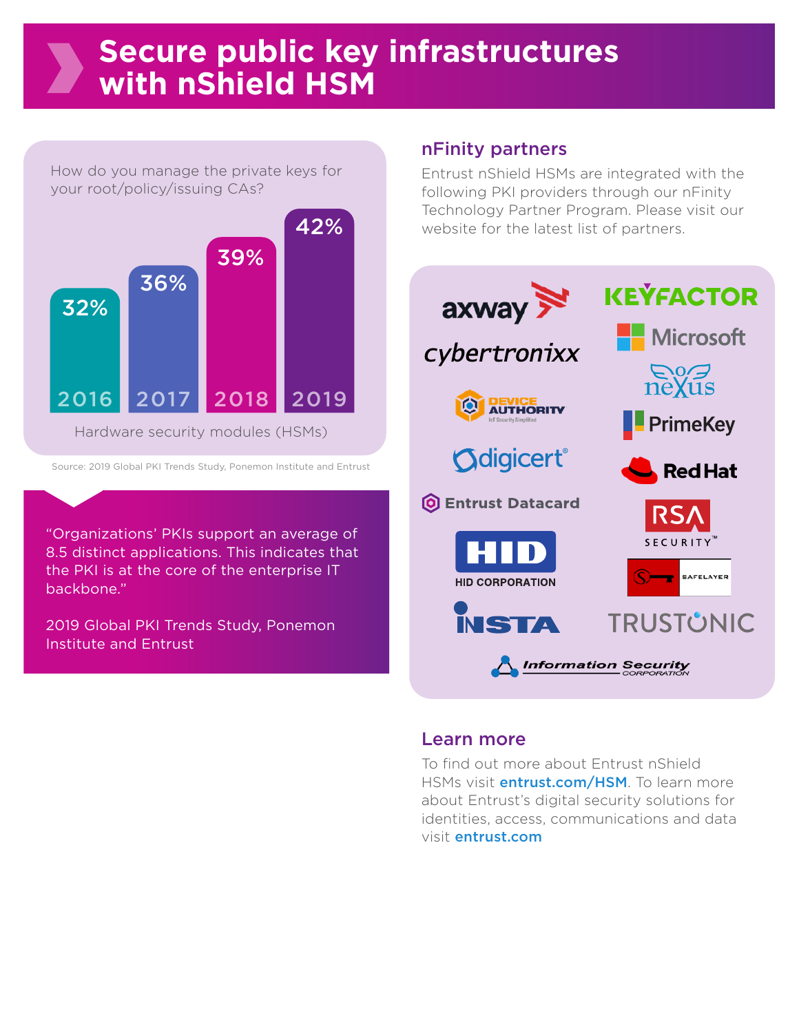# Secure public key infrastructures with nShield HSM

How do you manage the private keys for your root/policy/issuing CAs?

| Year | Hardware security modules (HSMs) |
| --- | --- |
| 2016 | 32% |
| 2017 | 36% |
| 2018 | 39% |
| 2019 | 42% |

Hardware security modules (HSMs)

Source: 2019 Global PKI Trends Study, Ponemon Institute and Entrust

"Organizations' PKIs support an average of 8.5 distinct applications. This indicates that the PKI is at the core of the enterprise IT backbone."

2019 Global PKI Trends Study, Ponemon Institute and Entrust

## nFinity partners

Entrust nShield HSMs are integrated with the following PKI providers through our nFinity Technology Partner Program. Please visit our website for the latest list of partners.

- axway
- KEYFACTOR
- cybertronixx
- Microsoft
- nexus
- Device Authority
- PrimeKey
- digicert
- Red Hat
- Entrust Datacard
- RSA Security
- HID Corporation
- Safelayer
- INSTA
- TRUSTONIC
- Information Security Corporation

## Learn more

To find out more about Entrust nShield HSMs visit **entrust.com/HSM**. To learn more about Entrust's digital security solutions for identities, access, communications and data visit **entrust.com**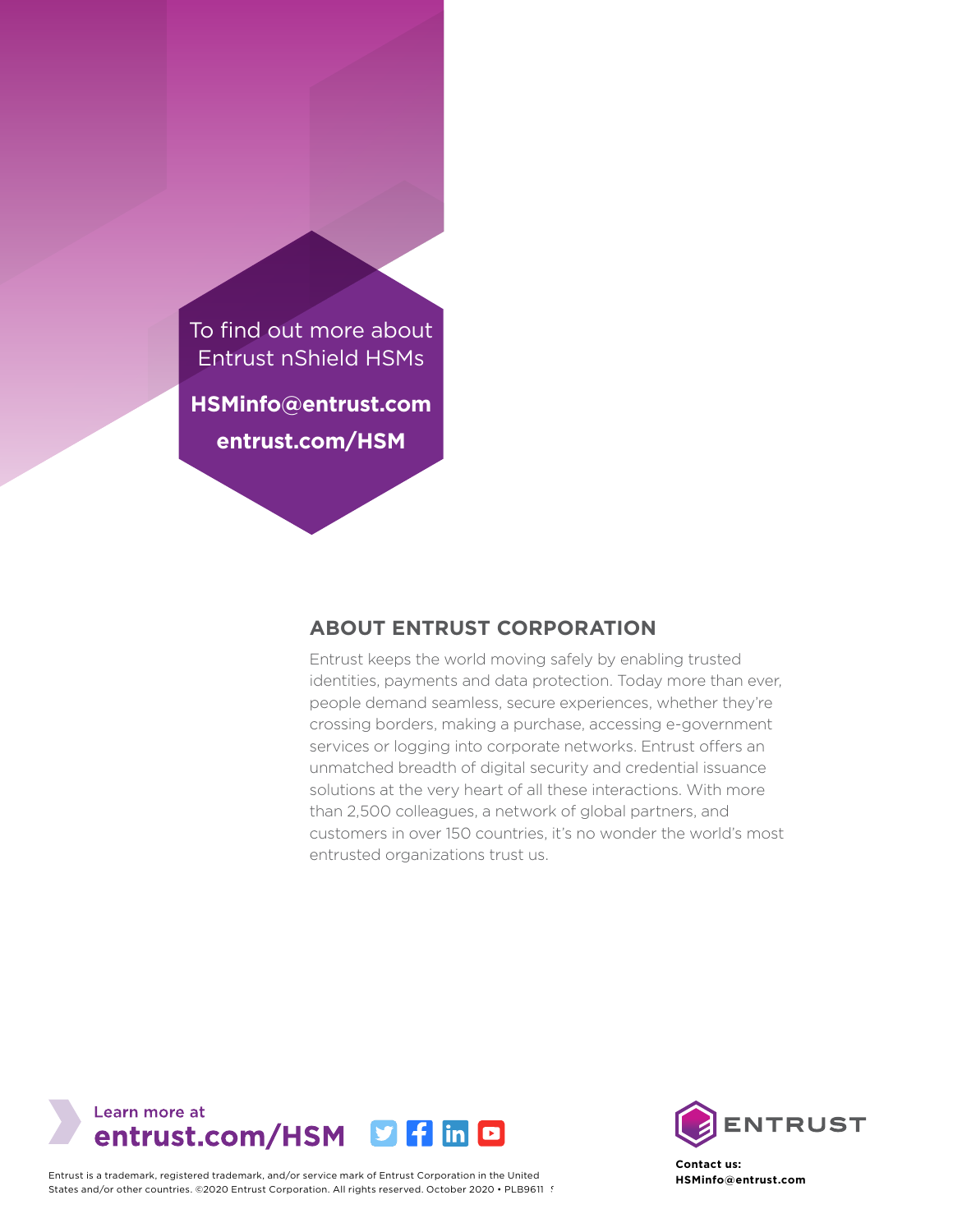To find out more about Entrust nShield HSMs

**HSMinfo@entrust.com**

**entrust.com/HSM**

## ABOUT ENTRUST CORPORATION

Entrust keeps the world moving safely by enabling trusted identities, payments and data protection. Today more than ever, people demand seamless, secure experiences, whether they're crossing borders, making a purchase, accessing e-government services or logging into corporate networks. Entrust offers an unmatched breadth of digital security and credential issuance solutions at the very heart of all these interactions. With more than 2,500 colleagues, a network of global partners, and customers in over 150 countries, it's no wonder the world's most entrusted organizations trust us.

Learn more at
**entrust.com/HSM**

Entrust is a trademark, registered trademark, and/or service mark of Entrust Corporation in the United States and/or other countries. ©2020 Entrust Corporation. All rights reserved. October 2020 • PLB9611

ENTRUST

**Contact us:**
**HSMinfo@entrust.com**